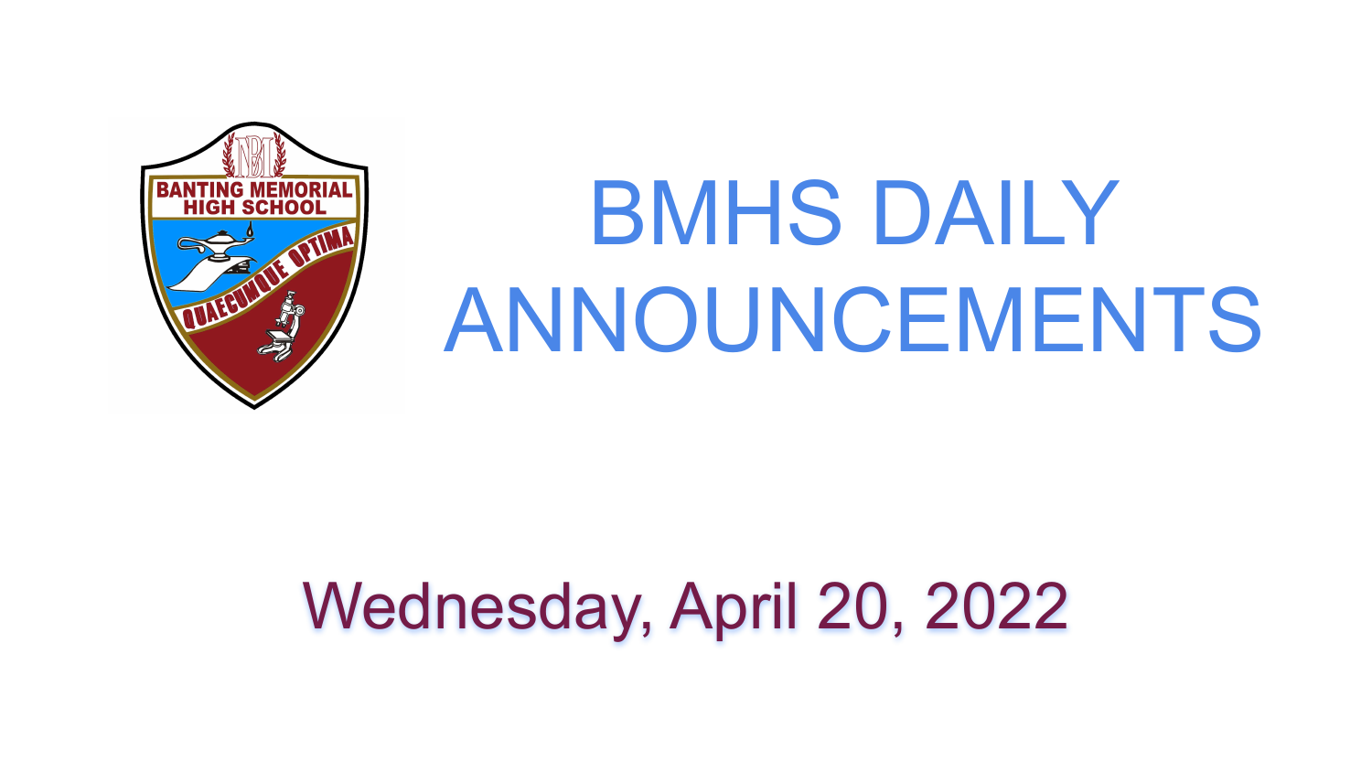# BMHS DAILY ANNOUNCEMENTS

Wednesday, April 20, 2022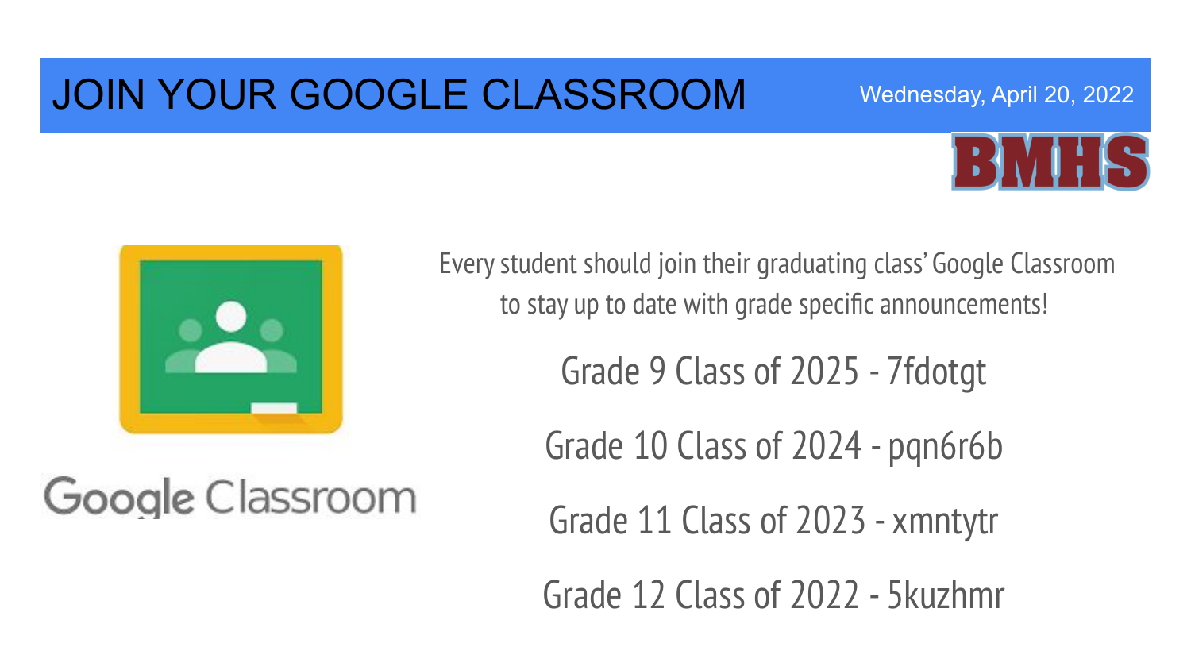# JOIN YOUR GOOGLE CLASSROOM

Wednesday, April 20, 2022

BMHS

Google Classroom

Every student should join their graduating class' Google Classroom to stay up to date with grade specific announcements!

Grade 9 Class of 2025 - 7fdotgt

Grade 10 Class of 2024 - pqn6r6b

Grade 11 Class of 2023 - xmntytr

Grade 12 Class of 2022 - 5kuzhmr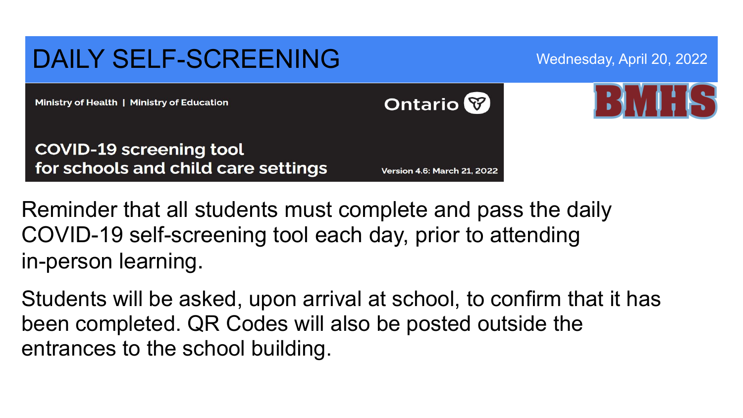# DAILY SELF-SCREENING

Wednesday, April 20, 2022

BMHS

Ministry of Health | Ministry of Education

Ontario

**COVID-19 screening tool for schools and child care settings**

Version 4.6: March 21, 2022

Reminder that all students must complete and pass the daily COVID-19 self-screening tool each day, prior to attending in-person learning.

Students will be asked, upon arrival at school, to confirm that it has been completed. QR Codes will also be posted outside the entrances to the school building.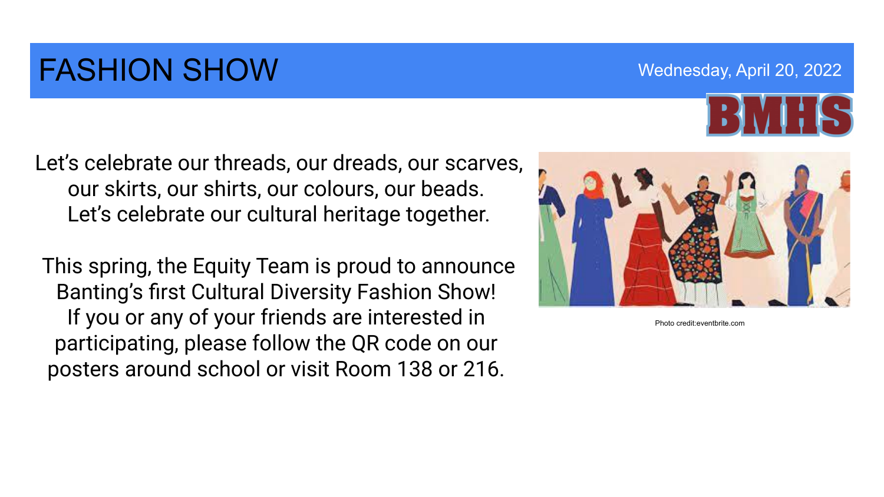# FASHION SHOW

Wednesday, April 20, 2022

BMHS

Let's celebrate our threads, our dreads, our scarves, our skirts, our shirts, our colours, our beads. Let's celebrate our cultural heritage together.

This spring, the Equity Team is proud to announce Banting's first Cultural Diversity Fashion Show! If you or any of your friends are interested in participating, please follow the QR code on our posters around school or visit Room 138 or 216.

Photo credit:eventbrite.com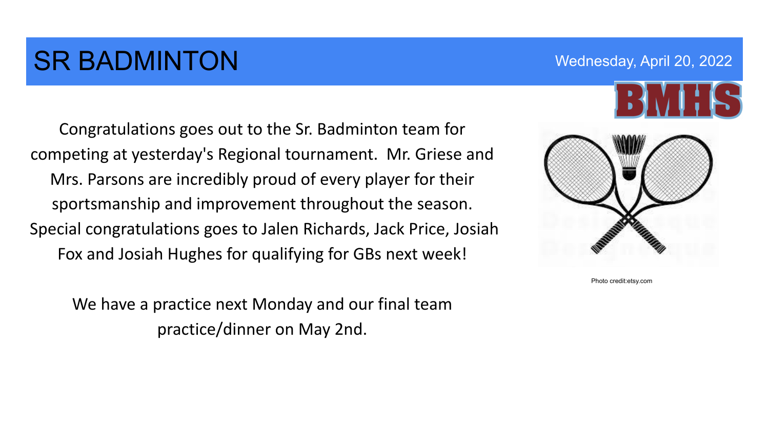# SR BADMINTON

Wednesday, April 20, 2022

BMHS

Congratulations goes out to the Sr. Badminton team for competing at yesterday's Regional tournament. Mr. Griese and Mrs. Parsons are incredibly proud of every player for their sportsmanship and improvement throughout the season. Special congratulations goes to Jalen Richards, Jack Price, Josiah Fox and Josiah Hughes for qualifying for GBs next week!

We have a practice next Monday and our final team practice/dinner on May 2nd.

Photo credit:etsy.com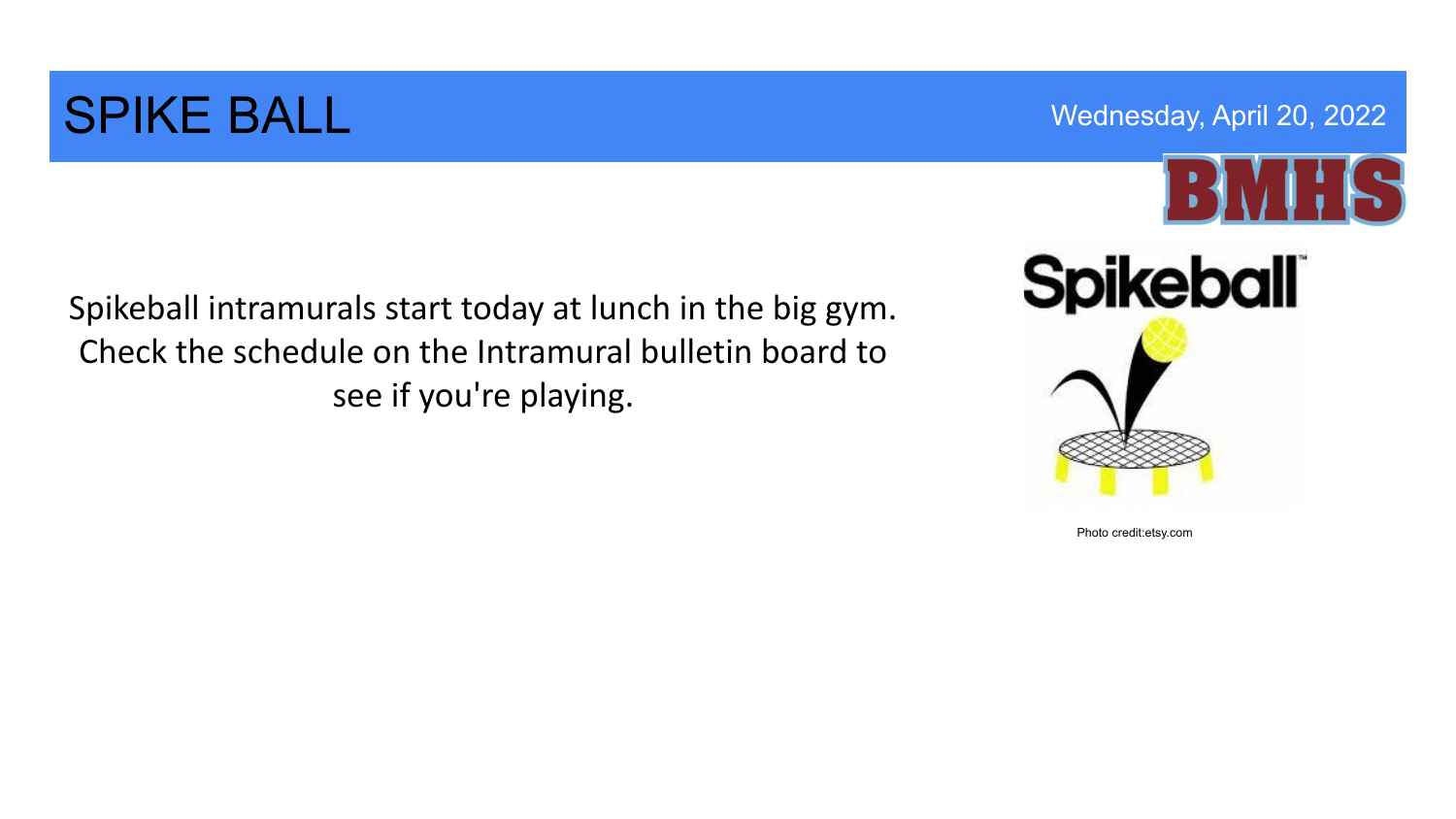# SPIKE BALL

Wednesday, April 20, 2022

Spikeball intramurals start today at lunch in the big gym. Check the schedule on the Intramural bulletin board to see if you're playing.

Photo credit:etsy.com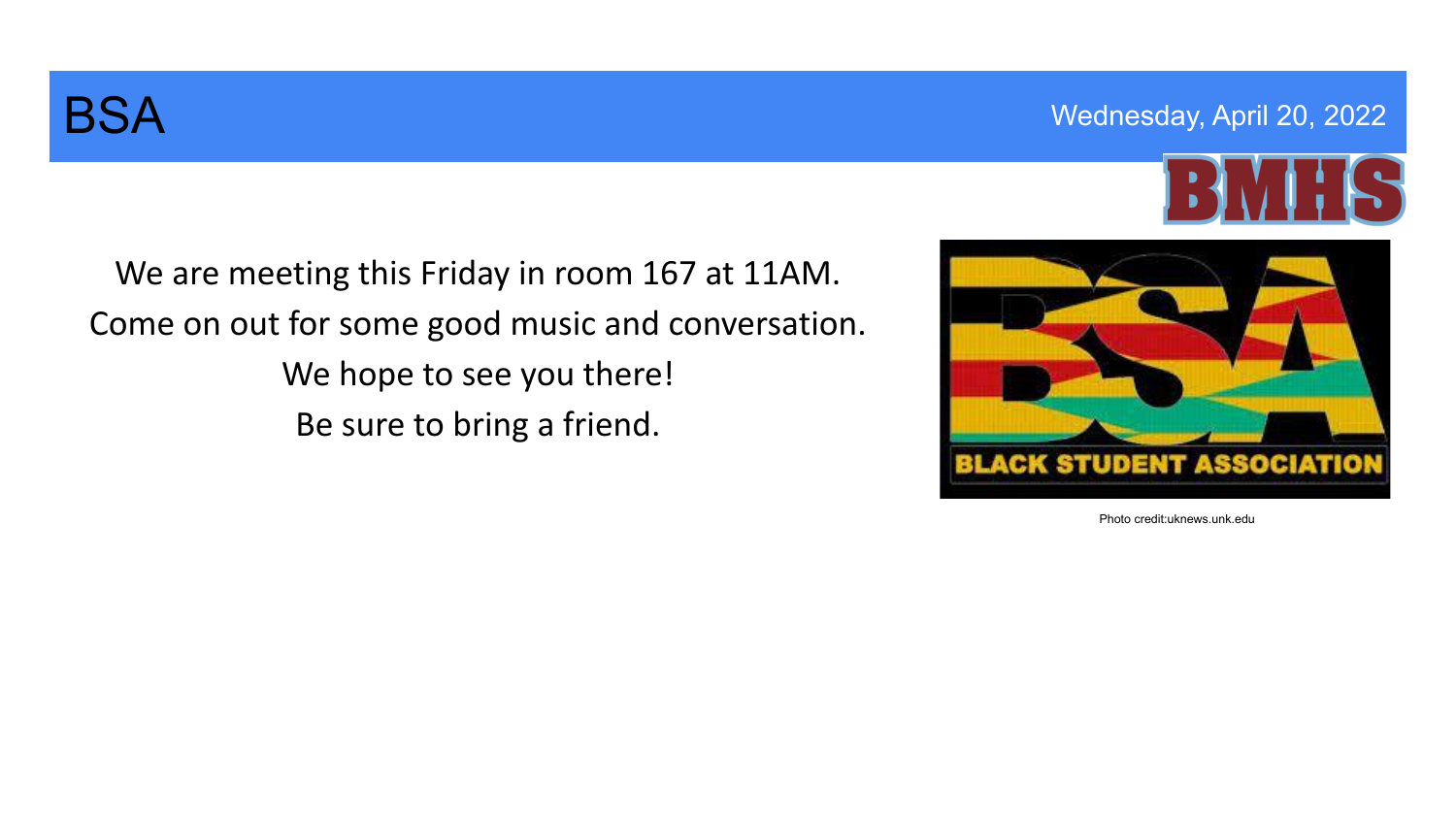# BSA

Wednesday, April 20, 2022

We are meeting this Friday in room 167 at 11AM.
Come on out for some good music and conversation.
We hope to see you there!
Be sure to bring a friend.

Photo credit:uknews.unk.edu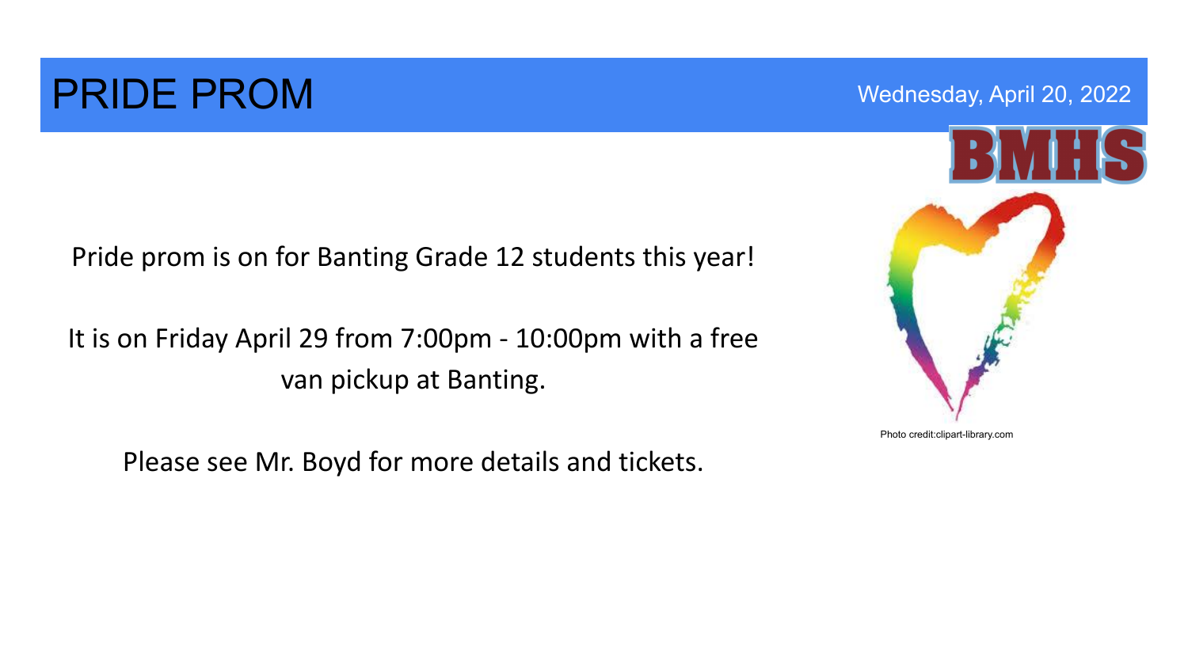# PRIDE PROM

Wednesday, April 20, 2022

BMHS

Pride prom is on for Banting Grade 12 students this year!

It is on Friday April 29 from 7:00pm - 10:00pm with a free van pickup at Banting.

Please see Mr. Boyd for more details and tickets.

Photo credit:clipart-library.com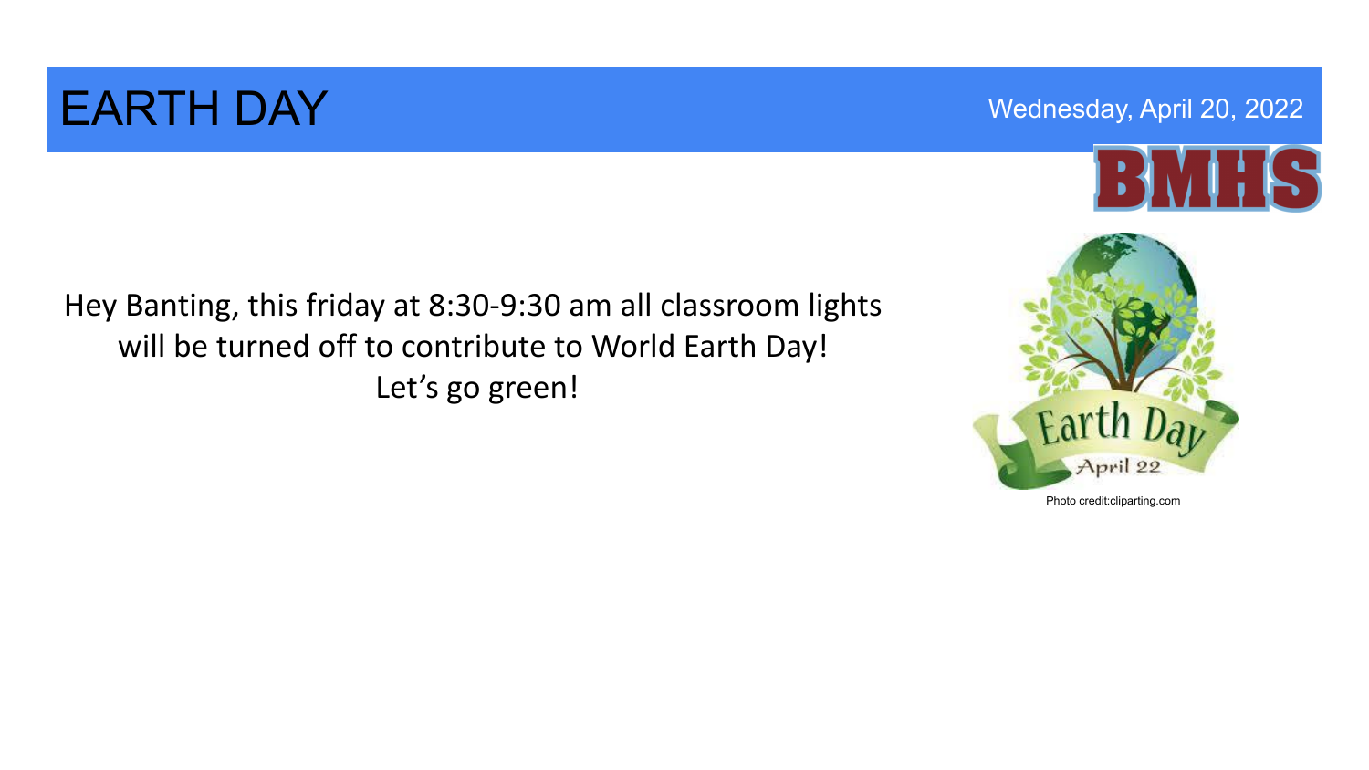# EARTH DAY

Wednesday, April 20, 2022

BMHS

Hey Banting, this friday at 8:30-9:30 am all classroom lights will be turned off to contribute to World Earth Day! Let's go green!

Photo credit:cliparting.com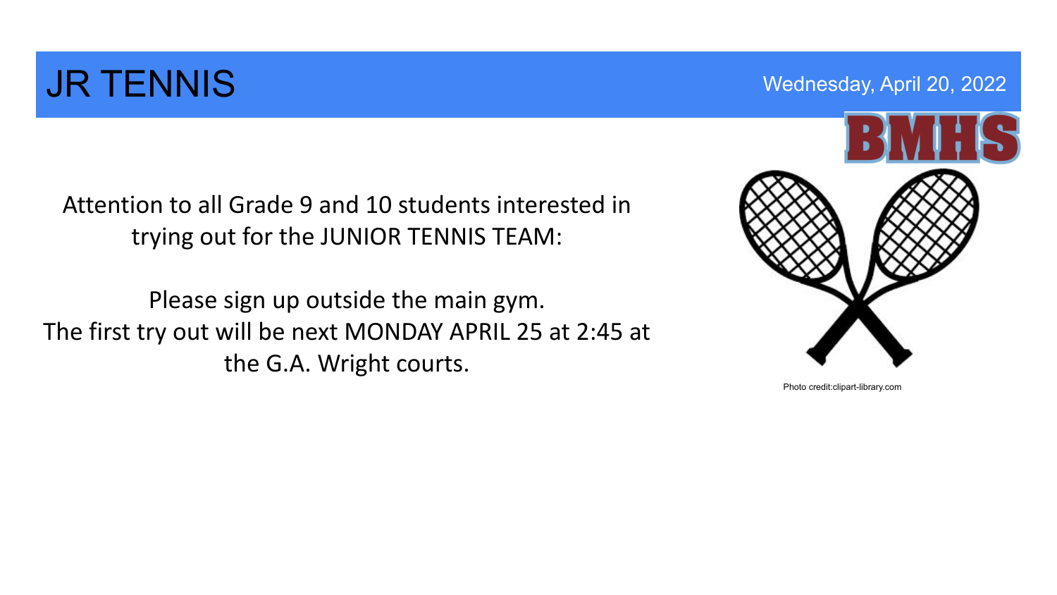# JR TENNIS

Wednesday, April 20, 2022

BMHS

Attention to all Grade 9 and 10 students interested in trying out for the JUNIOR TENNIS TEAM:

Please sign up outside the main gym.
The first try out will be next MONDAY APRIL 25 at 2:45 at the G.A. Wright courts.

Photo credit:clipart-library.com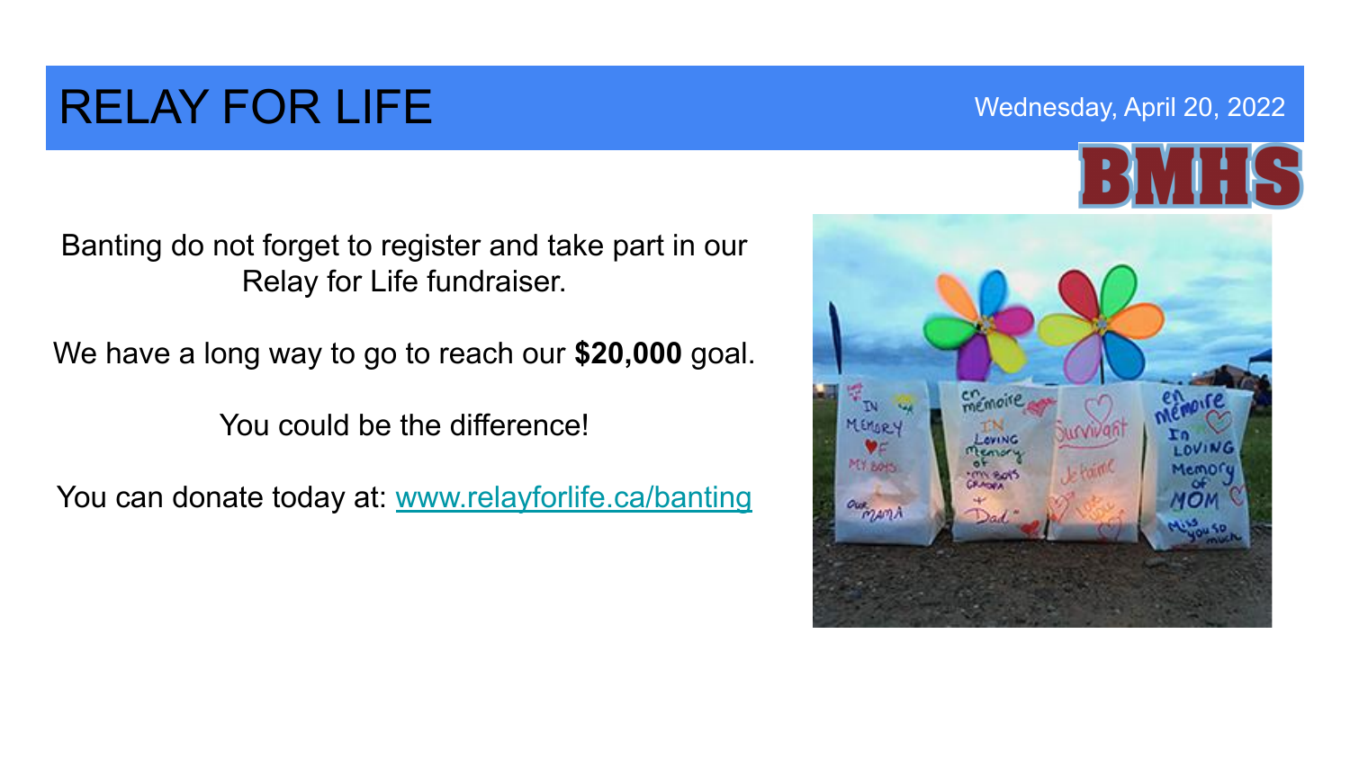# RELAY FOR LIFE

Wednesday, April 20, 2022

BMHS

Banting do not forget to register and take part in our Relay for Life fundraiser.

We have a long way to go to reach our **$20,000** goal.

You could be the difference!

You can donate today at: www.relayforlife.ca/banting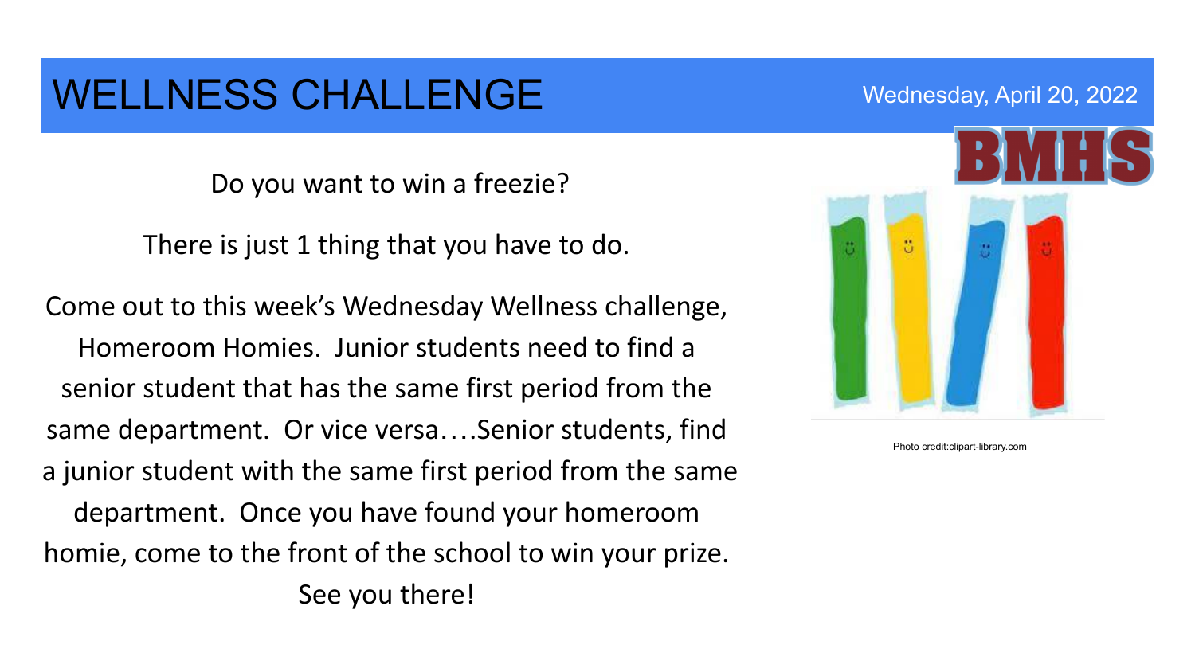# WELLNESS CHALLENGE

Wednesday, April 20, 2022

BMHS

Do you want to win a freezie?

There is just 1 thing that you have to do.

Come out to this week's Wednesday Wellness challenge, Homeroom Homies. Junior students need to find a senior student that has the same first period from the same department. Or vice versa….Senior students, find a junior student with the same first period from the same department. Once you have found your homeroom homie, come to the front of the school to win your prize. See you there!

Photo credit:clipart-library.com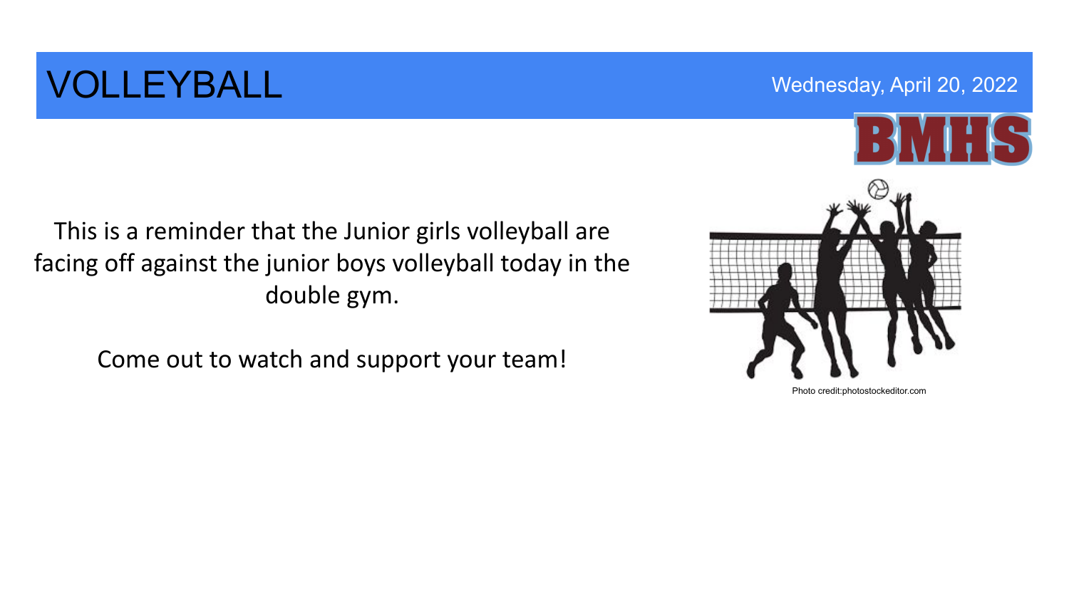# VOLLEYBALL

Wednesday, April 20, 2022

BMHS

This is a reminder that the Junior girls volleyball are facing off against the junior boys volleyball today in the double gym.

Come out to watch and support your team!

Photo credit:photostockeditor.com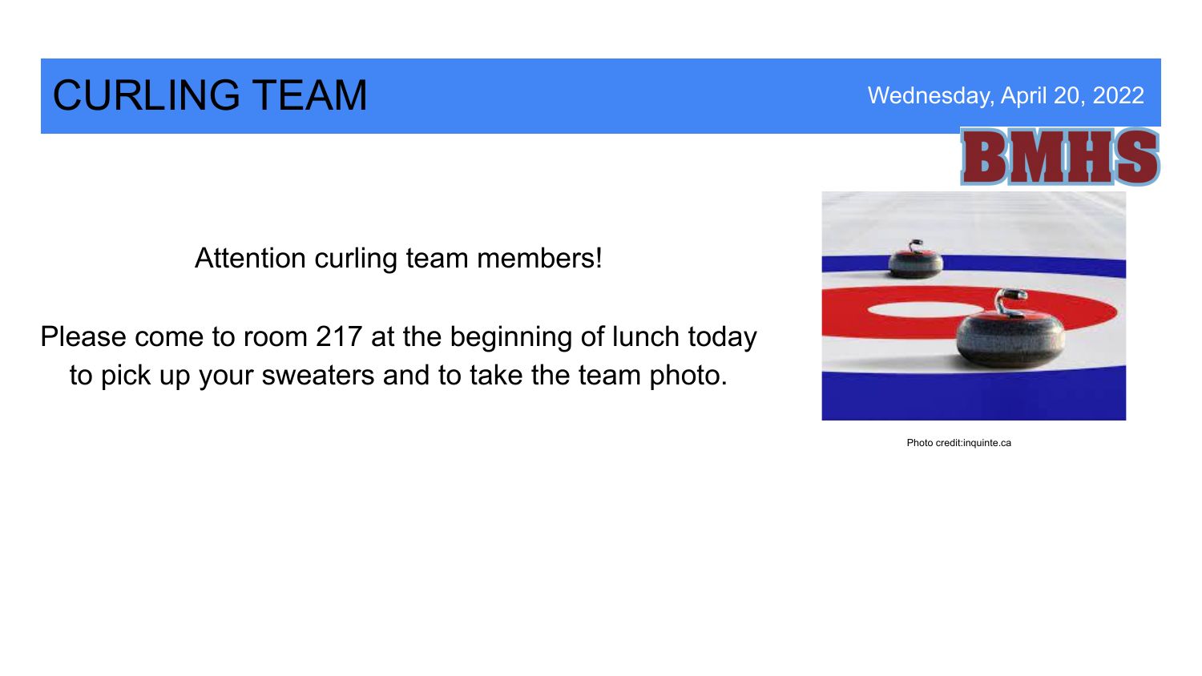# CURLING TEAM

Wednesday, April 20, 2022

BMHS

Attention curling team members!

Please come to room 217 at the beginning of lunch today to pick up your sweaters and to take the team photo.

Photo credit:inquinte.ca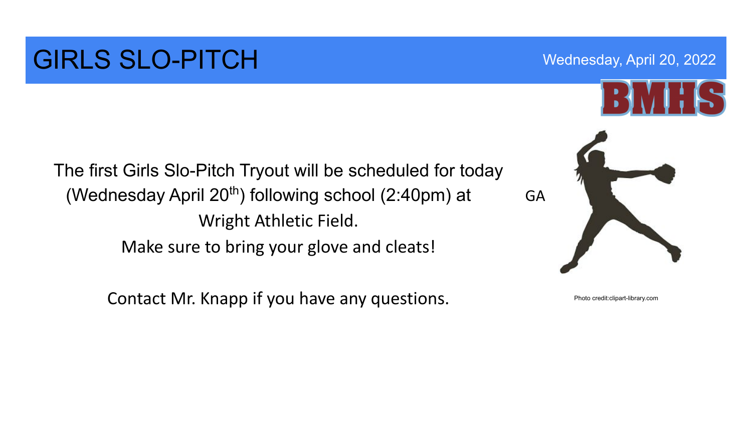# GIRLS SLO-PITCH

Wednesday, April 20, 2022

BMHS

The first Girls Slo-Pitch Tryout will be scheduled for today (Wednesday April 20th) following school (2:40pm) at Wright Athletic Field.

Make sure to bring your glove and cleats!

Contact Mr. Knapp if you have any questions.

GA

Photo credit:clipart-library.com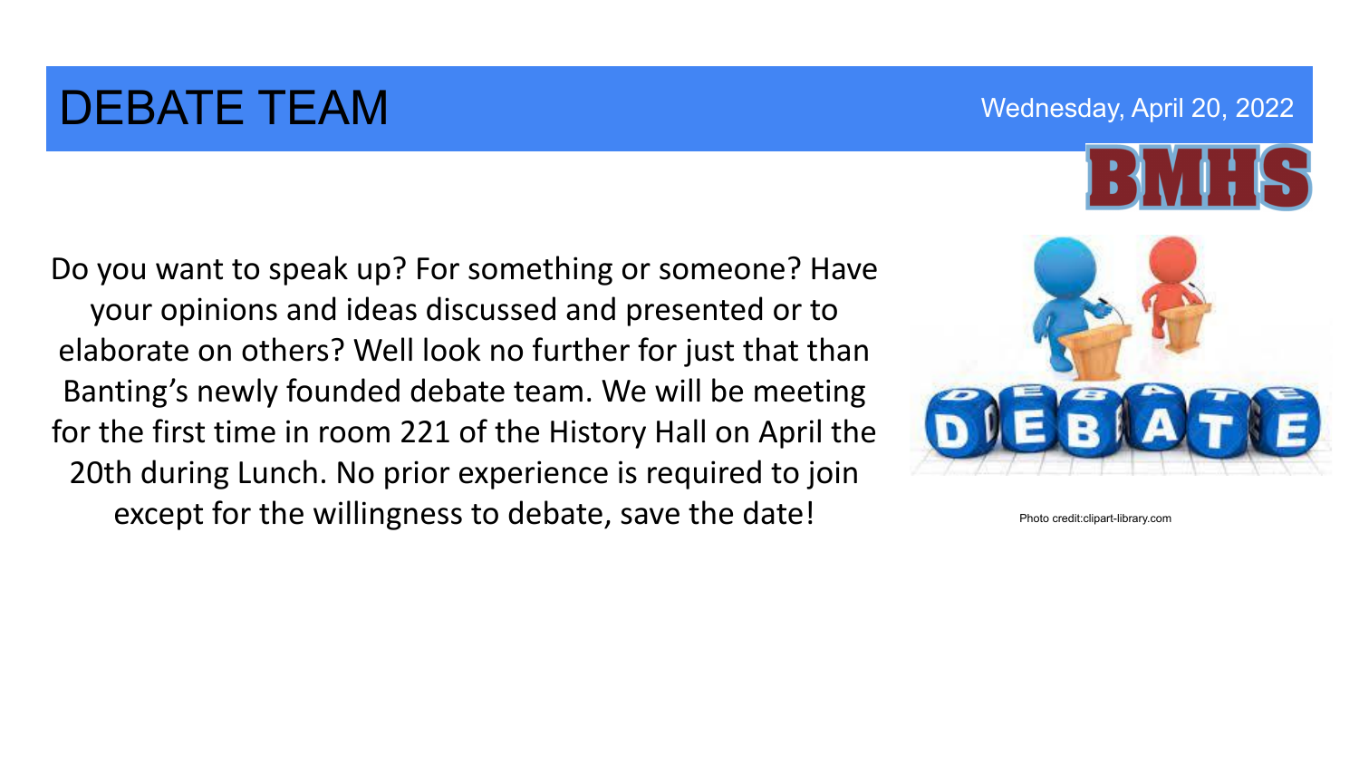# DEBATE TEAM

Wednesday, April 20, 2022

BMHS

Do you want to speak up? For something or someone? Have your opinions and ideas discussed and presented or to elaborate on others? Well look no further for just that than Banting's newly founded debate team. We will be meeting for the first time in room 221 of the History Hall on April the 20th during Lunch. No prior experience is required to join except for the willingness to debate, save the date!

Photo credit:clipart-library.com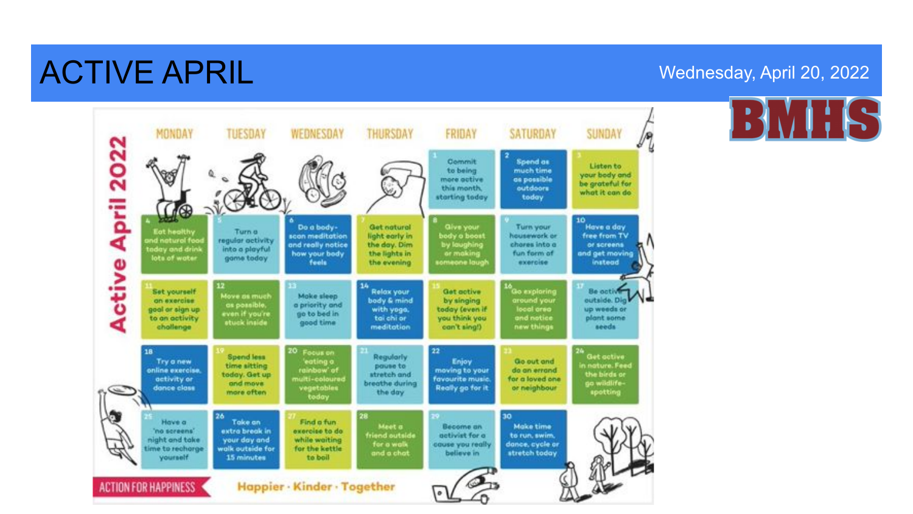# ACTIVE APRIL

Wednesday, April 20, 2022

BMHS

## Active April 2022

| MONDAY | TUESDAY | WEDNESDAY | THURSDAY | FRIDAY | SATURDAY | SUNDAY |
|---|---|---|---|---|---|---|
| | | | | 1 Commit to being more active this month, starting today | 2 Spend as much time as possible outdoors today | 3 Listen to your body and be grateful for what it can do |
| 4 Eat healthy and natural food today and drink lots of water | 5 Turn a regular activity into a playful game today | 6 Do a body-scan meditation and really notice how your body feels | 7 Get natural light early in the day. Dim the lights in the evening | 8 Give your body a boost by laughing or making someone laugh | 9 Turn your housework or chores into a fun form of exercise | 10 Have a day free from TV or screens and get moving instead |
| 11 Set yourself an exercise goal or sign up to an activity challenge | 12 Move as much as possible, even if you're stuck inside | 13 Make sleep a priority and go to bed in good time | 14 Relax your body & mind with yoga, tai chi or meditation | 15 Get active by singing today (even if you think you can't sing!) | 16 Go exploring around your local area and notice new things | 17 Be active outside. Dig up weeds or plant some seeds |
| 18 Try a new online exercise, activity or dance class | 19 Spend less time sitting today. Get up and move more often | 20 Focus on 'eating a rainbow' of multi-coloured vegetables today | 21 Regularly pause to stretch and breathe during the day | 22 Enjoy moving to your favourite music. Really go for it | 23 Go out and do an errand for a loved one or neighbour | 24 Get active in nature. Feed the birds or go wildlife-spotting |
| 25 Have a 'no screens' night and take time to recharge yourself | 26 Take an extra break in your day and walk outside for 15 minutes | 27 Find a fun exercise to do while waiting for the kettle to boil | 28 Meet a friend outside for a walk and a chat | 29 Become an activist for a cause you really believe in | 30 Make time to run, swim, dance, cycle or stretch today | |

ACTION FOR HAPPINESS

Happier · Kinder · Together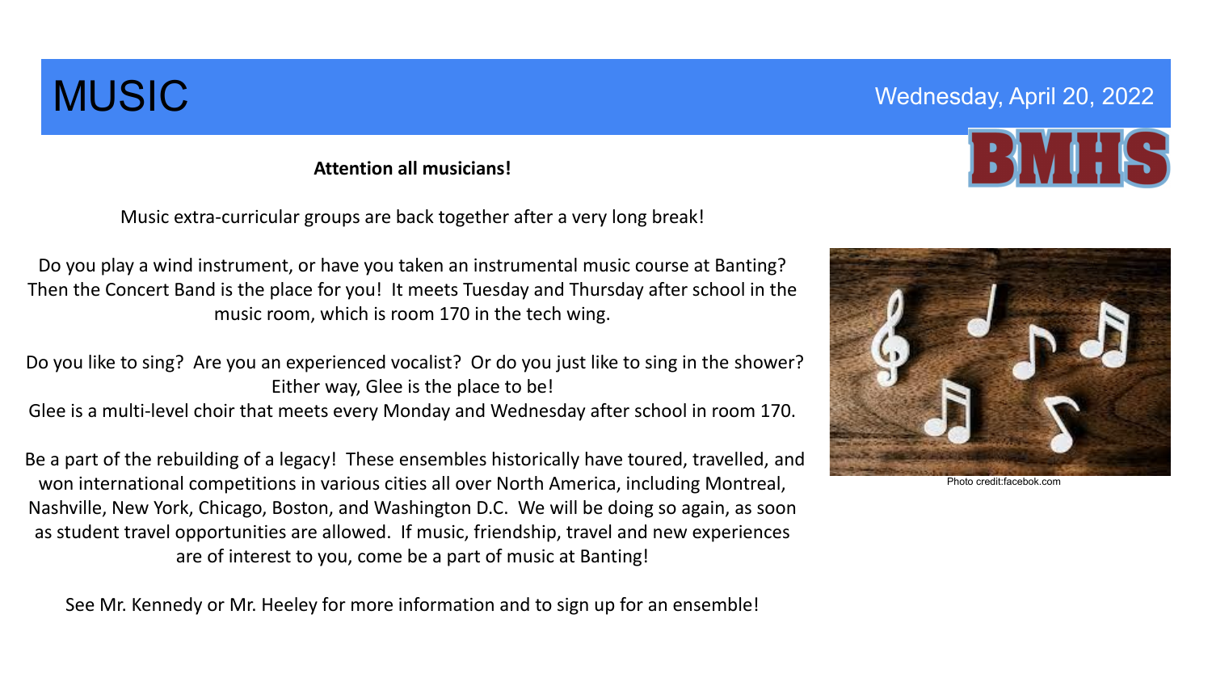# MUSIC

Wednesday, April 20, 2022

BMHS

**Attention all musicians!**

Music extra-curricular groups are back together after a very long break!

Do you play a wind instrument, or have you taken an instrumental music course at Banting? Then the Concert Band is the place for you! It meets Tuesday and Thursday after school in the music room, which is room 170 in the tech wing.

Do you like to sing? Are you an experienced vocalist? Or do you just like to sing in the shower? Either way, Glee is the place to be!
Glee is a multi-level choir that meets every Monday and Wednesday after school in room 170.

Be a part of the rebuilding of a legacy! These ensembles historically have toured, travelled, and won international competitions in various cities all over North America, including Montreal, Nashville, New York, Chicago, Boston, and Washington D.C. We will be doing so again, as soon as student travel opportunities are allowed. If music, friendship, travel and new experiences are of interest to you, come be a part of music at Banting!

See Mr. Kennedy or Mr. Heeley for more information and to sign up for an ensemble!

Photo credit:facebok.com